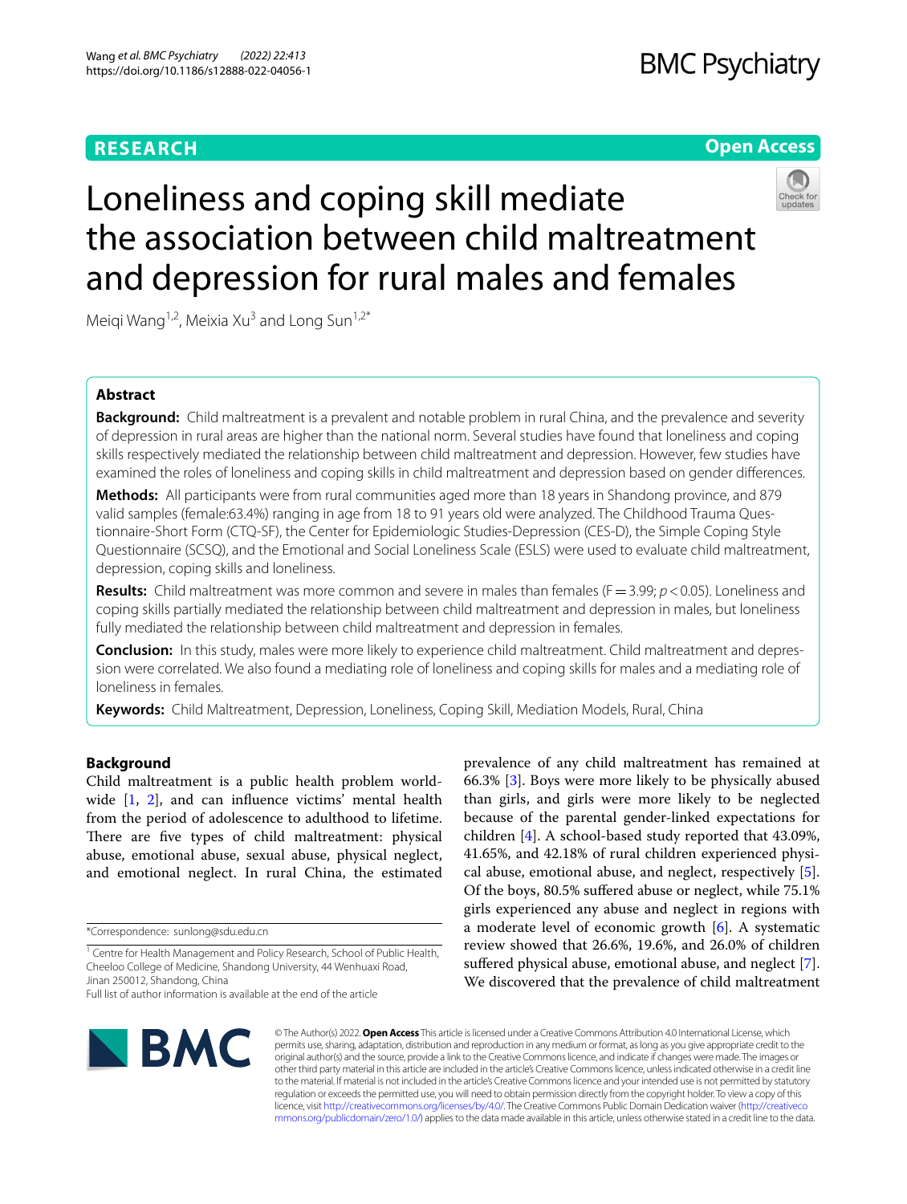RESEARCH

Open Access

# Loneliness and coping skill mediate the association between child maltreatment and depression for rural males and females

Meiqi Wang[1,2], Meixia Xu[3] and Long Sun[1,2*]

## Abstract

**Background:** Child maltreatment is a prevalent and notable problem in rural China, and the prevalence and severity of depression in rural areas are higher than the national norm. Several studies have found that loneliness and coping skills respectively mediated the relationship between child maltreatment and depression. However, few studies have examined the roles of loneliness and coping skills in child maltreatment and depression based on gender differences.

**Methods:** All participants were from rural communities aged more than 18 years in Shandong province, and 879 valid samples (female:63.4%) ranging in age from 18 to 91 years old were analyzed. The Childhood Trauma Questionnaire-Short Form (CTQ-SF), the Center for Epidemiologic Studies-Depression (CES-D), the Simple Coping Style Questionnaire (SCSQ), and the Emotional and Social Loneliness Scale (ESLS) were used to evaluate child maltreatment, depression, coping skills and loneliness.

**Results:** Child maltreatment was more common and severe in males than females ($F = 3.99$; $p < 0.05$). Loneliness and coping skills partially mediated the relationship between child maltreatment and depression in males, but loneliness fully mediated the relationship between child maltreatment and depression in females.

**Conclusion:** In this study, males were more likely to experience child maltreatment. Child maltreatment and depression were correlated. We also found a mediating role of loneliness and coping skills for males and a mediating role of loneliness in females.

**Keywords:** Child Maltreatment, Depression, Loneliness, Coping Skill, Mediation Models, Rural, China

## Background

Child maltreatment is a public health problem worldwide [1, 2], and can influence victims' mental health from the period of adolescence to adulthood to lifetime. There are five types of child maltreatment: physical abuse, emotional abuse, sexual abuse, physical neglect, and emotional neglect. In rural China, the estimated prevalence of any child maltreatment has remained at 66.3% [3]. Boys were more likely to be physically abused than girls, and girls were more likely to be neglected because of the parental gender-linked expectations for children [4]. A school-based study reported that 43.09%, 41.65%, and 42.18% of rural children experienced physical abuse, emotional abuse, and neglect, respectively [5]. Of the boys, 80.5% suffered abuse or neglect, while 75.1% girls experienced any abuse and neglect in regions with a moderate level of economic growth [6]. A systematic review showed that 26.6%, 19.6%, and 26.0% of children suffered physical abuse, emotional abuse, and neglect [7]. We discovered that the prevalence of child maltreatment

*Correspondence: sunlong@sdu.edu.cn

[1] Centre for Health Management and Policy Research, School of Public Health, Cheeloo College of Medicine, Shandong University, 44 Wenhuaxi Road, Jinan 250012, Shandong, China

Full list of author information is available at the end of the article

© The Author(s) 2022. **Open Access** This article is licensed under a Creative Commons Attribution 4.0 International License, which permits use, sharing, adaptation, distribution and reproduction in any medium or format, as long as you give appropriate credit to the original author(s) and the source, provide a link to the Creative Commons licence, and indicate if changes were made. The images or other third party material in this article are included in the article's Creative Commons licence, unless indicated otherwise in a credit line to the material. If material is not included in the article's Creative Commons licence and your intended use is not permitted by statutory regulation or exceeds the permitted use, you will need to obtain permission directly from the copyright holder. To view a copy of this licence, visit http://creativecommons.org/licenses/by/4.0/. The Creative Commons Public Domain Dedication waiver (http://creativecommons.org/publicdomain/zero/1.0/) applies to the data made available in this article, unless otherwise stated in a credit line to the data.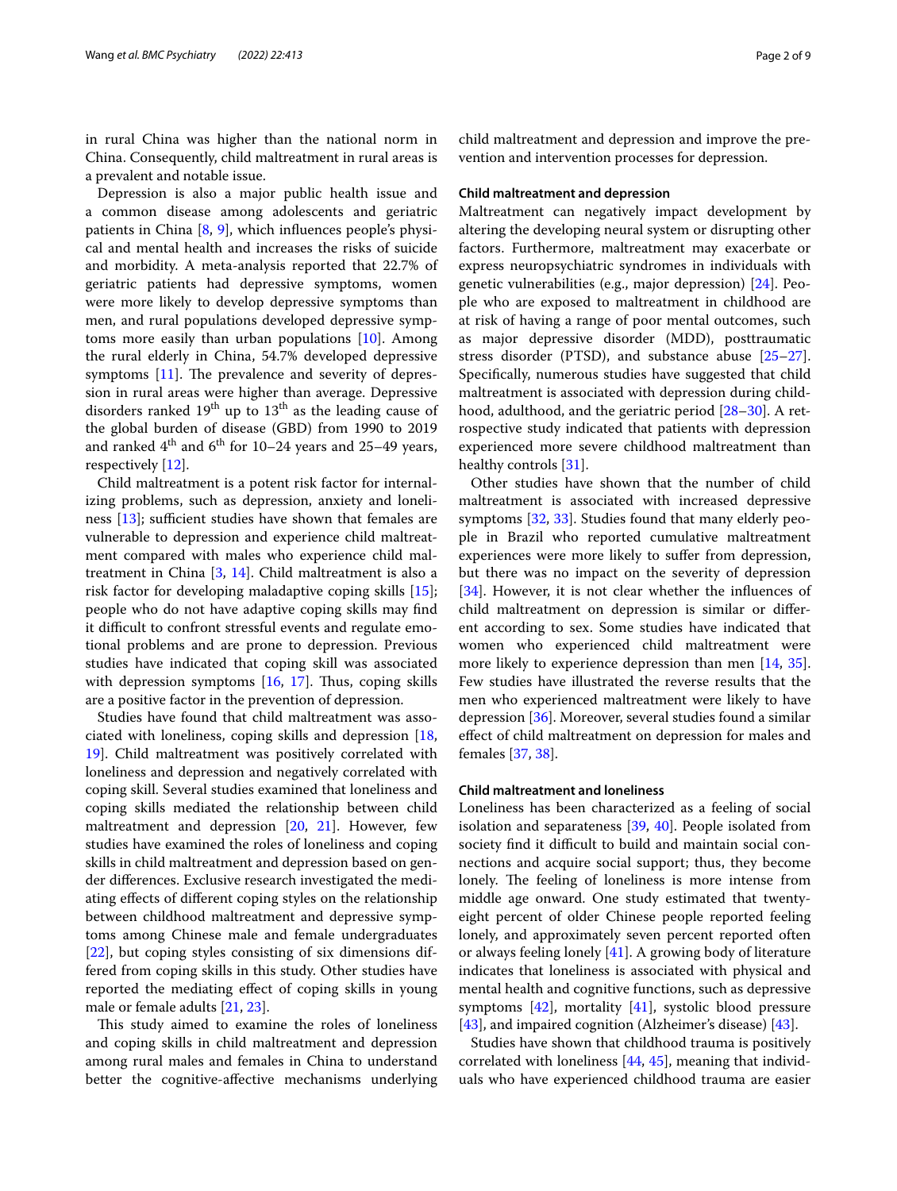in rural China was higher than the national norm in China. Consequently, child maltreatment in rural areas is a prevalent and notable issue.

Depression is also a major public health issue and a common disease among adolescents and geriatric patients in China [8, 9], which influences people's physical and mental health and increases the risks of suicide and morbidity. A meta-analysis reported that 22.7% of geriatric patients had depressive symptoms, women were more likely to develop depressive symptoms than men, and rural populations developed depressive symptoms more easily than urban populations [10]. Among the rural elderly in China, 54.7% developed depressive symptoms [11]. The prevalence and severity of depression in rural areas were higher than average. Depressive disorders ranked 19th up to 13th as the leading cause of the global burden of disease (GBD) from 1990 to 2019 and ranked 4th and 6th for 10–24 years and 25–49 years, respectively [12].

Child maltreatment is a potent risk factor for internalizing problems, such as depression, anxiety and loneliness [13]; sufficient studies have shown that females are vulnerable to depression and experience child maltreatment compared with males who experience child maltreatment in China [3, 14]. Child maltreatment is also a risk factor for developing maladaptive coping skills [15]; people who do not have adaptive coping skills may find it difficult to confront stressful events and regulate emotional problems and are prone to depression. Previous studies have indicated that coping skill was associated with depression symptoms [16, 17]. Thus, coping skills are a positive factor in the prevention of depression.

Studies have found that child maltreatment was associated with loneliness, coping skills and depression [18, 19]. Child maltreatment was positively correlated with loneliness and depression and negatively correlated with coping skill. Several studies examined that loneliness and coping skills mediated the relationship between child maltreatment and depression [20, 21]. However, few studies have examined the roles of loneliness and coping skills in child maltreatment and depression based on gender differences. Exclusive research investigated the mediating effects of different coping styles on the relationship between childhood maltreatment and depressive symptoms among Chinese male and female undergraduates [22], but coping styles consisting of six dimensions differed from coping skills in this study. Other studies have reported the mediating effect of coping skills in young male or female adults [21, 23].

This study aimed to examine the roles of loneliness and coping skills in child maltreatment and depression among rural males and females in China to understand better the cognitive-affective mechanisms underlying child maltreatment and depression and improve the prevention and intervention processes for depression.

#### Child maltreatment and depression

Maltreatment can negatively impact development by altering the developing neural system or disrupting other factors. Furthermore, maltreatment may exacerbate or express neuropsychiatric syndromes in individuals with genetic vulnerabilities (e.g., major depression) [24]. People who are exposed to maltreatment in childhood are at risk of having a range of poor mental outcomes, such as major depressive disorder (MDD), posttraumatic stress disorder (PTSD), and substance abuse [25–27]. Specifically, numerous studies have suggested that child maltreatment is associated with depression during childhood, adulthood, and the geriatric period [28–30]. A retrospective study indicated that patients with depression experienced more severe childhood maltreatment than healthy controls [31].

Other studies have shown that the number of child maltreatment is associated with increased depressive symptoms [32, 33]. Studies found that many elderly people in Brazil who reported cumulative maltreatment experiences were more likely to suffer from depression, but there was no impact on the severity of depression [34]. However, it is not clear whether the influences of child maltreatment on depression is similar or different according to sex. Some studies have indicated that women who experienced child maltreatment were more likely to experience depression than men [14, 35]. Few studies have illustrated the reverse results that the men who experienced maltreatment were likely to have depression [36]. Moreover, several studies found a similar effect of child maltreatment on depression for males and females [37, 38].

#### Child maltreatment and loneliness

Loneliness has been characterized as a feeling of social isolation and separateness [39, 40]. People isolated from society find it difficult to build and maintain social connections and acquire social support; thus, they become lonely. The feeling of loneliness is more intense from middle age onward. One study estimated that twenty-eight percent of older Chinese people reported feeling lonely, and approximately seven percent reported often or always feeling lonely [41]. A growing body of literature indicates that loneliness is associated with physical and mental health and cognitive functions, such as depressive symptoms [42], mortality [41], systolic blood pressure [43], and impaired cognition (Alzheimer's disease) [43].

Studies have shown that childhood trauma is positively correlated with loneliness [44, 45], meaning that individuals who have experienced childhood trauma are easier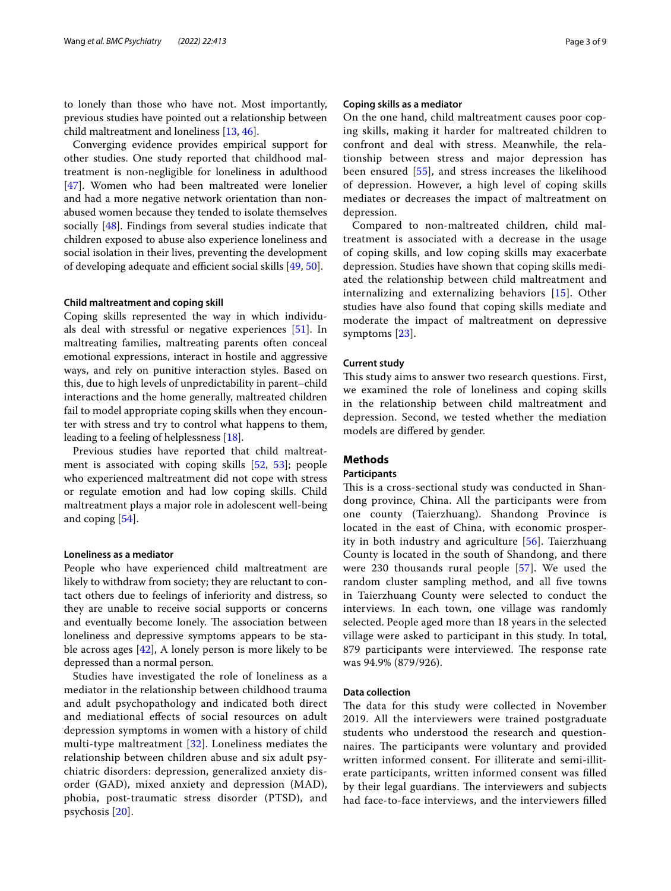to lonely than those who have not. Most importantly, previous studies have pointed out a relationship between child maltreatment and loneliness [13, 46].

Converging evidence provides empirical support for other studies. One study reported that childhood maltreatment is non-negligible for loneliness in adulthood [47]. Women who had been maltreated were lonelier and had a more negative network orientation than non-abused women because they tended to isolate themselves socially [48]. Findings from several studies indicate that children exposed to abuse also experience loneliness and social isolation in their lives, preventing the development of developing adequate and efficient social skills [49, 50].

#### Child maltreatment and coping skill

Coping skills represented the way in which individuals deal with stressful or negative experiences [51]. In maltreating families, maltreating parents often conceal emotional expressions, interact in hostile and aggressive ways, and rely on punitive interaction styles. Based on this, due to high levels of unpredictability in parent–child interactions and the home generally, maltreated children fail to model appropriate coping skills when they encounter with stress and try to control what happens to them, leading to a feeling of helplessness [18].

Previous studies have reported that child maltreatment is associated with coping skills [52, 53]; people who experienced maltreatment did not cope with stress or regulate emotion and had low coping skills. Child maltreatment plays a major role in adolescent well-being and coping [54].

#### Loneliness as a mediator

People who have experienced child maltreatment are likely to withdraw from society; they are reluctant to contact others due to feelings of inferiority and distress, so they are unable to receive social supports or concerns and eventually become lonely. The association between loneliness and depressive symptoms appears to be stable across ages [42], A lonely person is more likely to be depressed than a normal person.

Studies have investigated the role of loneliness as a mediator in the relationship between childhood trauma and adult psychopathology and indicated both direct and mediational effects of social resources on adult depression symptoms in women with a history of child multi-type maltreatment [32]. Loneliness mediates the relationship between children abuse and six adult psychiatric disorders: depression, generalized anxiety disorder (GAD), mixed anxiety and depression (MAD), phobia, post-traumatic stress disorder (PTSD), and psychosis [20].

#### Coping skills as a mediator

On the one hand, child maltreatment causes poor coping skills, making it harder for maltreated children to confront and deal with stress. Meanwhile, the relationship between stress and major depression has been ensured [55], and stress increases the likelihood of depression. However, a high level of coping skills mediates or decreases the impact of maltreatment on depression.

Compared to non-maltreated children, child maltreatment is associated with a decrease in the usage of coping skills, and low coping skills may exacerbate depression. Studies have shown that coping skills mediated the relationship between child maltreatment and internalizing and externalizing behaviors [15]. Other studies have also found that coping skills mediate and moderate the impact of maltreatment on depressive symptoms [23].

#### Current study

This study aims to answer two research questions. First, we examined the role of loneliness and coping skills in the relationship between child maltreatment and depression. Second, we tested whether the mediation models are differed by gender.

## Methods

### Participants

This is a cross-sectional study was conducted in Shandong province, China. All the participants were from one county (Taierzhuang). Shandong Province is located in the east of China, with economic prosperity in both industry and agriculture [56]. Taierzhuang County is located in the south of Shandong, and there were 230 thousands rural people [57]. We used the random cluster sampling method, and all five towns in Taierzhuang County were selected to conduct the interviews. In each town, one village was randomly selected. People aged more than 18 years in the selected village were asked to participant in this study. In total, 879 participants were interviewed. The response rate was 94.9% (879/926).

### Data collection

The data for this study were collected in November 2019. All the interviewers were trained postgraduate students who understood the research and questionnaires. The participants were voluntary and provided written informed consent. For illiterate and semi-illiterate participants, written informed consent was filled by their legal guardians. The interviewers and subjects had face-to-face interviews, and the interviewers filled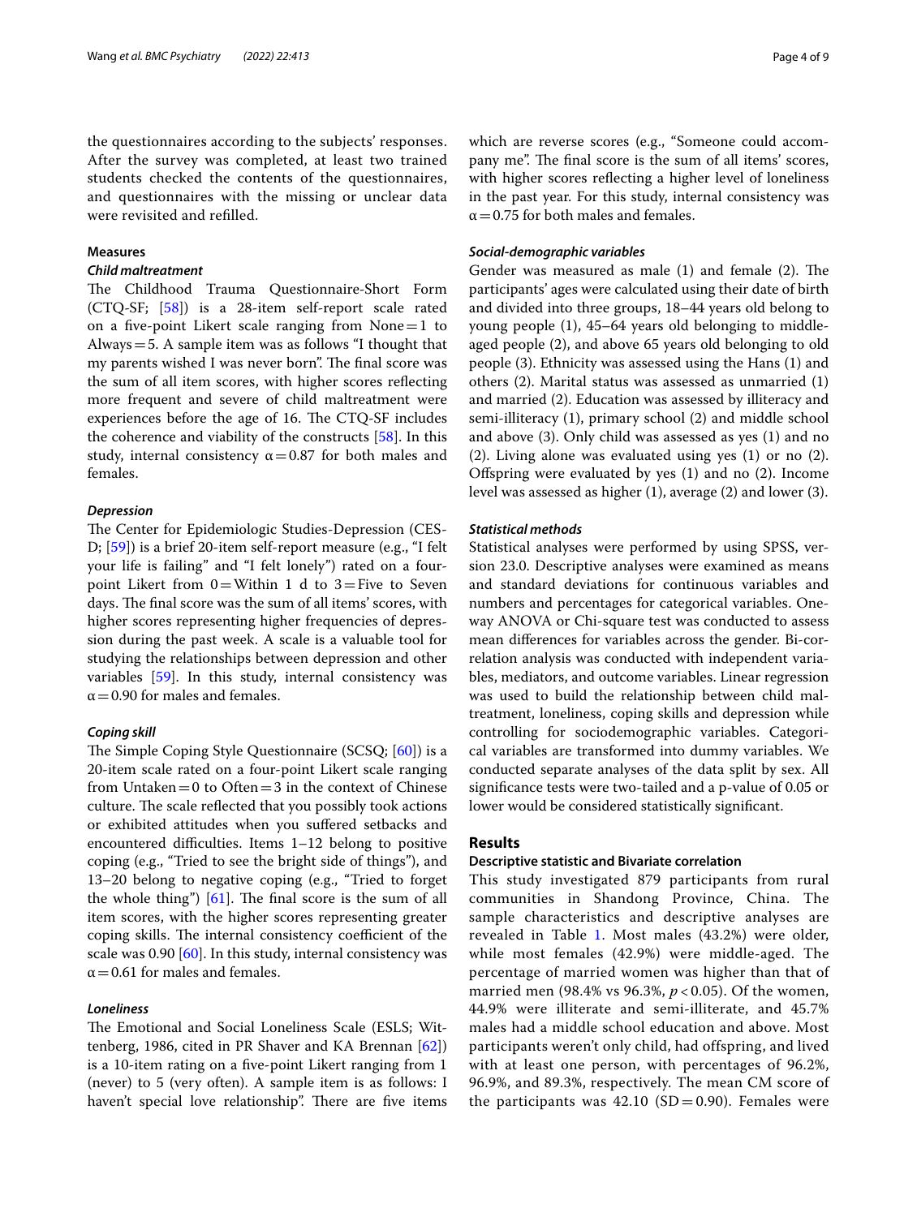the questionnaires according to the subjects' responses. After the survey was completed, at least two trained students checked the contents of the questionnaires, and questionnaires with the missing or unclear data were revisited and refilled.

### Measures

#### *Child maltreatment*

The Childhood Trauma Questionnaire-Short Form (CTQ-SF; [58]) is a 28-item self-report scale rated on a five-point Likert scale ranging from None = 1 to Always = 5. A sample item was as follows "I thought that my parents wished I was never born". The final score was the sum of all item scores, with higher scores reflecting more frequent and severe of child maltreatment were experiences before the age of 16. The CTQ-SF includes the coherence and viability of the constructs [58]. In this study, internal consistency $\alpha = 0.87$ for both males and females.

#### *Depression*

The Center for Epidemiologic Studies-Depression (CES-D; [59]) is a brief 20-item self-report measure (e.g., "I felt your life is failing" and "I felt lonely") rated on a four-point Likert from 0 = Within 1 d to 3 = Five to Seven days. The final score was the sum of all items' scores, with higher scores representing higher frequencies of depression during the past week. A scale is a valuable tool for studying the relationships between depression and other variables [59]. In this study, internal consistency was $\alpha = 0.90$ for males and females.

#### *Coping skill*

The Simple Coping Style Questionnaire (SCSQ; [60]) is a 20-item scale rated on a four-point Likert scale ranging from Untaken = 0 to Often = 3 in the context of Chinese culture. The scale reflected that you possibly took actions or exhibited attitudes when you suffered setbacks and encountered difficulties. Items 1–12 belong to positive coping (e.g., "Tried to see the bright side of things"), and 13–20 belong to negative coping (e.g., "Tried to forget the whole thing") [61]. The final score is the sum of all item scores, with the higher scores representing greater coping skills. The internal consistency coefficient of the scale was 0.90 [60]. In this study, internal consistency was $\alpha = 0.61$ for males and females.

#### *Loneliness*

The Emotional and Social Loneliness Scale (ESLS; Wittenberg, 1986, cited in PR Shaver and KA Brennan [62]) is a 10-item rating on a five-point Likert ranging from 1 (never) to 5 (very often). A sample item is as follows: I haven't special love relationship". There are five items which are reverse scores (e.g., "Someone could accompany me". The final score is the sum of all items' scores, with higher scores reflecting a higher level of loneliness in the past year. For this study, internal consistency was $\alpha = 0.75$ for both males and females.

#### *Social-demographic variables*

Gender was measured as male (1) and female (2). The participants' ages were calculated using their date of birth and divided into three groups, 18–44 years old belong to young people (1), 45–64 years old belonging to middle-aged people (2), and above 65 years old belonging to old people (3). Ethnicity was assessed using the Hans (1) and others (2). Marital status was assessed as unmarried (1) and married (2). Education was assessed by illiteracy and semi-illiteracy (1), primary school (2) and middle school and above (3). Only child was assessed as yes (1) and no (2). Living alone was evaluated using yes (1) or no (2). Offspring were evaluated by yes (1) and no (2). Income level was assessed as higher (1), average (2) and lower (3).

#### *Statistical methods*

Statistical analyses were performed by using SPSS, version 23.0. Descriptive analyses were examined as means and standard deviations for continuous variables and numbers and percentages for categorical variables. One-way ANOVA or Chi-square test was conducted to assess mean differences for variables across the gender. Bi-correlation analysis was conducted with independent variables, mediators, and outcome variables. Linear regression was used to build the relationship between child maltreatment, loneliness, coping skills and depression while controlling for sociodemographic variables. Categorical variables are transformed into dummy variables. We conducted separate analyses of the data split by sex. All significance tests were two-tailed and a p-value of 0.05 or lower would be considered statistically significant.

## Results

### Descriptive statistic and Bivariate correlation

This study investigated 879 participants from rural communities in Shandong Province, China. The sample characteristics and descriptive analyses are revealed in Table 1. Most males (43.2%) were older, while most females (42.9%) were middle-aged. The percentage of married women was higher than that of married men (98.4% vs 96.3%, $p < 0.05$). Of the women, 44.9% were illiterate and semi-illiterate, and 45.7% males had a middle school education and above. Most participants weren't only child, had offspring, and lived with at least one person, with percentages of 96.2%, 96.9%, and 89.3%, respectively. The mean CM score of the participants was 42.10 (SD = 0.90). Females were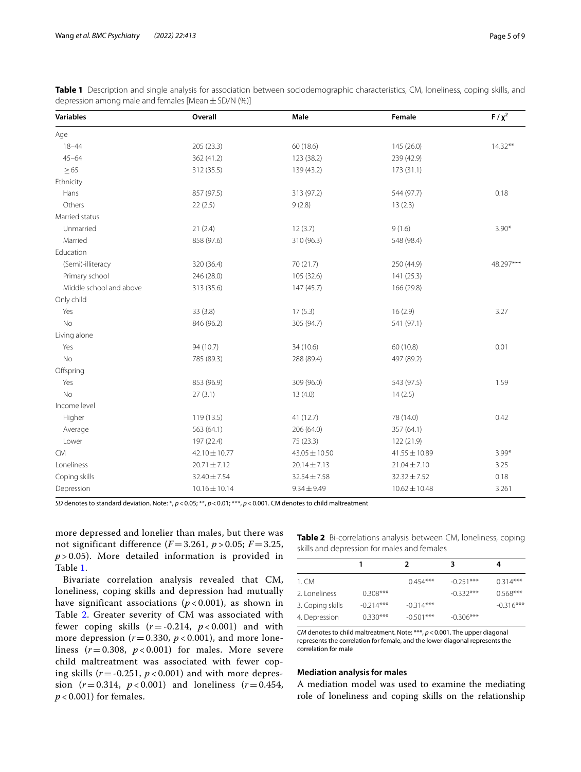**Table 1** Description and single analysis for association between sociodemographic characteristics, CM, loneliness, coping skills, and depression among male and females [Mean ± SD/N (%)]

| Variables | Overall | Male | Female | F / $\chi^2$ |
|---|---|---|---|---|
| Age | | | | |
| 18–44 | 205 (23.3) | 60 (18.6) | 145 (26.0) | 14.32** |
| 45–64 | 362 (41.2) | 123 (38.2) | 239 (42.9) | |
| ≥ 65 | 312 (35.5) | 139 (43.2) | 173 (31.1) | |
| Ethnicity | | | | |
| Hans | 857 (97.5) | 313 (97.2) | 544 (97.7) | 0.18 |
| Others | 22 (2.5) | 9 (2.8) | 13 (2.3) | |
| Married status | | | | |
| Unmarried | 21 (2.4) | 12 (3.7) | 9 (1.6) | 3.90* |
| Married | 858 (97.6) | 310 (96.3) | 548 (98.4) | |
| Education | | | | |
| (Semi)-illiteracy | 320 (36.4) | 70 (21.7) | 250 (44.9) | 48.297*** |
| Primary school | 246 (28.0) | 105 (32.6) | 141 (25.3) | |
| Middle school and above | 313 (35.6) | 147 (45.7) | 166 (29.8) | |
| Only child | | | | |
| Yes | 33 (3.8) | 17 (5.3) | 16 (2.9) | 3.27 |
| No | 846 (96.2) | 305 (94.7) | 541 (97.1) | |
| Living alone | | | | |
| Yes | 94 (10.7) | 34 (10.6) | 60 (10.8) | 0.01 |
| No | 785 (89.3) | 288 (89.4) | 497 (89.2) | |
| Offspring | | | | |
| Yes | 853 (96.9) | 309 (96.0) | 543 (97.5) | 1.59 |
| No | 27 (3.1) | 13 (4.0) | 14 (2.5) | |
| Income level | | | | |
| Higher | 119 (13.5) | 41 (12.7) | 78 (14.0) | 0.42 |
| Average | 563 (64.1) | 206 (64.0) | 357 (64.1) | |
| Lower | 197 (22.4) | 75 (23.3) | 122 (21.9) | |
| CM | 42.10 ± 10.77 | 43.05 ± 10.50 | 41.55 ± 10.89 | 3.99* |
| Loneliness | 20.71 ± 7.12 | 20.14 ± 7.13 | 21.04 ± 7.10 | 3.25 |
| Coping skills | 32.40 ± 7.54 | 32.54 ± 7.58 | 32.32 ± 7.52 | 0.18 |
| Depression | 10.16 ± 10.14 | 9.34 ± 9.49 | 10.62 ± 10.48 | 3.261 |

*SD* denotes to standard deviation. Note: *, $p < 0.05$; **, $p < 0.01$; ***, $p < 0.001$. CM denotes to child maltreatment

more depressed and lonelier than males, but there was not significant difference ($F = 3.261$, $p > 0.05$; $F = 3.25$, $p > 0.05$). More detailed information is provided in Table 1.

Bivariate correlation analysis revealed that CM, loneliness, coping skills and depression had mutually have significant associations ($p < 0.001$), as shown in Table 2. Greater severity of CM was associated with fewer coping skills ($r = -0.214$, $p < 0.001$) and with more depression ($r = 0.330$, $p < 0.001$), and more loneliness ($r = 0.308$, $p < 0.001$) for males. More severe child maltreatment was associated with fewer coping skills ($r = -0.251$, $p < 0.001$) and with more depression ($r = 0.314$, $p < 0.001$) and loneliness ($r = 0.454$, $p < 0.001$) for females.

**Table 2** Bi-correlations analysis between CM, loneliness, coping skills and depression for males and females

| | 1 | 2 | 3 | 4 |
|---|---|---|---|---|
| 1. CM | | 0.454*** | -0.251*** | 0.314*** |
| 2. Loneliness | 0.308*** | | -0.332*** | 0.568*** |
| 3. Coping skills | -0.214*** | -0.314*** | | -0.316*** |
| 4. Depression | 0.330*** | -0.501*** | -0.306*** | |

*CM* denotes to child maltreatment. Note: ***, $p < 0.001$. The upper diagonal represents the correlation for female, and the lower diagonal represents the correlation for male

### Mediation analysis for males

A mediation model was used to examine the mediating role of loneliness and coping skills on the relationship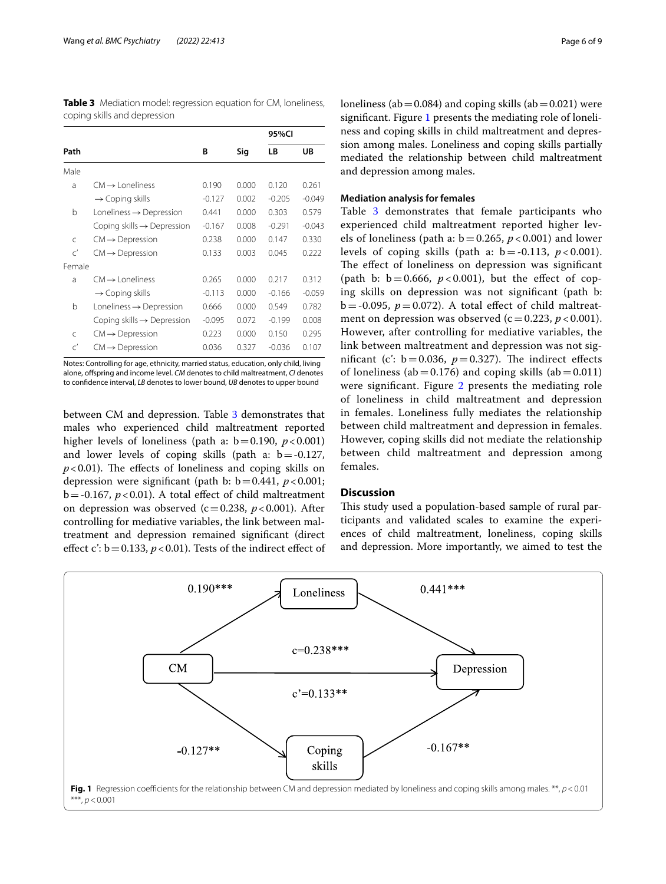**Table 3** Mediation model: regression equation for CM, loneliness, coping skills and depression

| Path | | B | Sig | 95%CI | |
|---|---|---|---|---|---|
| | | | | LB | UB |
| Male | | | | | |
| a | CM → Loneliness | 0.190 | 0.000 | 0.120 | 0.261 |
| | → Coping skills | -0.127 | 0.002 | -0.205 | -0.049 |
| b | Loneliness → Depression | 0.441 | 0.000 | 0.303 | 0.579 |
| | Coping skills → Depression | -0.167 | 0.008 | -0.291 | -0.043 |
| c | CM → Depression | 0.238 | 0.000 | 0.147 | 0.330 |
| c' | CM → Depression | 0.133 | 0.003 | 0.045 | 0.222 |
| Female | | | | | |
| a | CM → Loneliness | 0.265 | 0.000 | 0.217 | 0.312 |
| | → Coping skills | -0.113 | 0.000 | -0.166 | -0.059 |
| b | Loneliness → Depression | 0.666 | 0.000 | 0.549 | 0.782 |
| | Coping skills → Depression | -0.095 | 0.072 | -0.199 | 0.008 |
| c | CM → Depression | 0.223 | 0.000 | 0.150 | 0.295 |
| c' | CM → Depression | 0.036 | 0.327 | -0.036 | 0.107 |

Notes: Controlling for age, ethnicity, married status, education, only child, living alone, offspring and income level. *CM* denotes to child maltreatment, *CI* denotes to confidence interval, *LB* denotes to lower bound, *UB* denotes to upper bound

between CM and depression. Table 3 demonstrates that males who experienced child maltreatment reported higher levels of loneliness (path a: b = 0.190, $p < 0.001$) and lower levels of coping skills (path a: b = -0.127, $p < 0.01$). The effects of loneliness and coping skills on depression were significant (path b: b = 0.441, $p < 0.001$; b = -0.167, $p < 0.01$). A total effect of child maltreatment on depression was observed (c = 0.238, $p < 0.001$). After controlling for mediative variables, the link between maltreatment and depression remained significant (direct effect c': b = 0.133, $p < 0.01$). Tests of the indirect effect of loneliness (ab = 0.084) and coping skills (ab = 0.021) were significant. Figure 1 presents the mediating role of loneliness and coping skills in child maltreatment and depression among males. Loneliness and coping skills partially mediated the relationship between child maltreatment and depression among males.

### Mediation analysis for females

Table 3 demonstrates that female participants who experienced child maltreatment reported higher levels of loneliness (path a: b = 0.265, $p < 0.001$) and lower levels of coping skills (path a: b = -0.113, $p < 0.001$). The effect of loneliness on depression was significant (path b: b = 0.666, $p < 0.001$), but the effect of coping skills on depression was not significant (path b: b = -0.095, $p = 0.072$). A total effect of child maltreatment on depression was observed (c = 0.223, $p < 0.001$). However, after controlling for mediative variables, the link between maltreatment and depression was not significant (c': b = 0.036, $p = 0.327$). The indirect effects of loneliness (ab = 0.176) and coping skills (ab = 0.011) were significant. Figure 2 presents the mediating role of loneliness in child maltreatment and depression in females. Loneliness fully mediates the relationship between child maltreatment and depression in females. However, coping skills did not mediate the relationship between child maltreatment and depression among females.

## Discussion

This study used a population-based sample of rural participants and validated scales to examine the experiences of child maltreatment, loneliness, coping skills and depression. More importantly, we aimed to test the

**Fig. 1** Regression coefficients for the relationship between CM and depression mediated by loneliness and coping skills among males. **, $p < 0.01$ ***, $p < 0.001$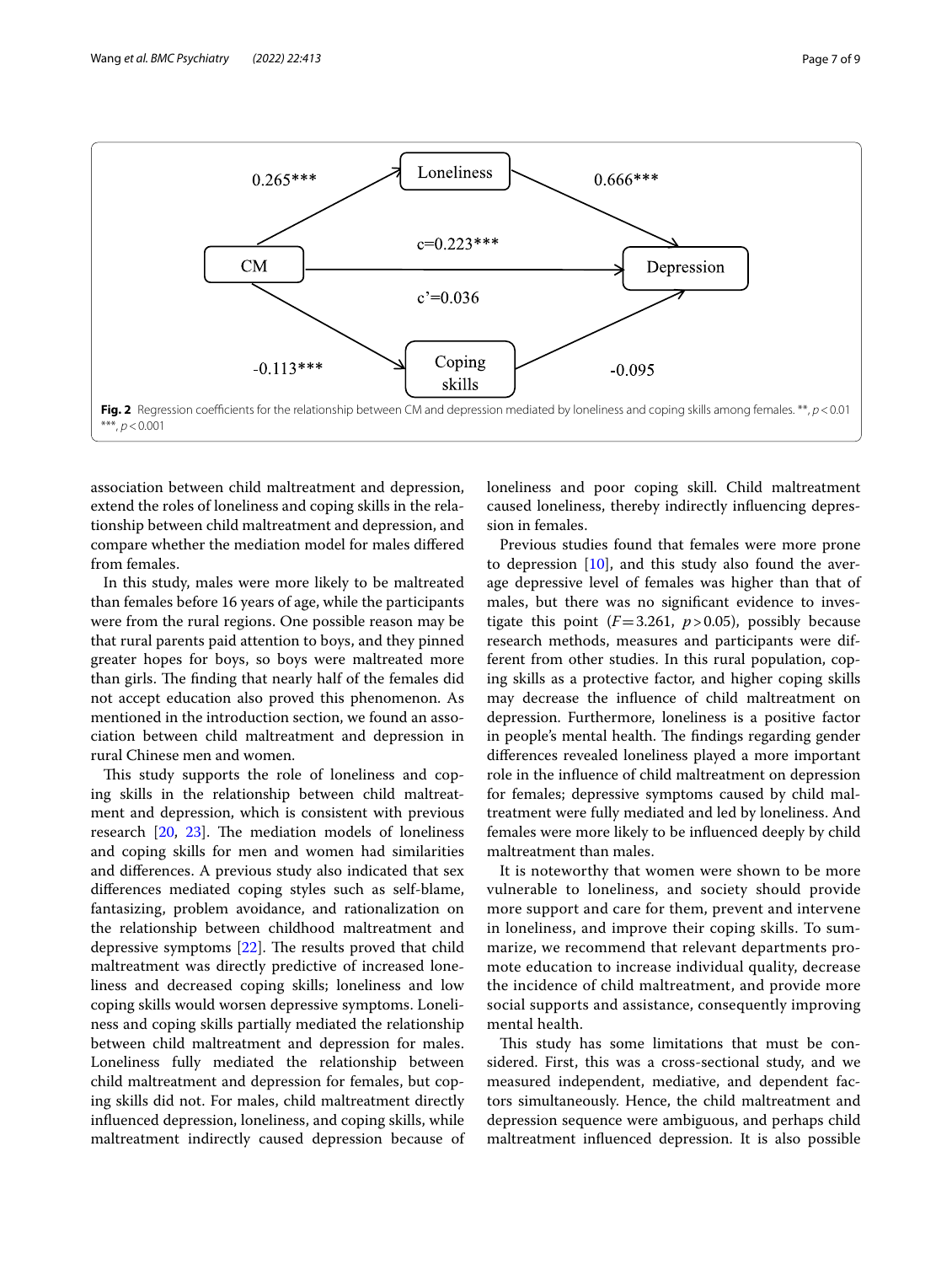CM → Loneliness: 0.265***

Loneliness → Depression: 0.666***

CM → Depression: c=0.223***; c'=0.036

CM → Coping skills: -0.113***

Coping skills → Depression: -0.095

**Fig. 2** Regression coefficients for the relationship between CM and depression mediated by loneliness and coping skills among females. **, $p<0.01$ ***, $p<0.001$

association between child maltreatment and depression, extend the roles of loneliness and coping skills in the relationship between child maltreatment and depression, and compare whether the mediation model for males differed from females.

In this study, males were more likely to be maltreated than females before 16 years of age, while the participants were from the rural regions. One possible reason may be that rural parents paid attention to boys, and they pinned greater hopes for boys, so boys were maltreated more than girls. The finding that nearly half of the females did not accept education also proved this phenomenon. As mentioned in the introduction section, we found an association between child maltreatment and depression in rural Chinese men and women.

This study supports the role of loneliness and coping skills in the relationship between child maltreatment and depression, which is consistent with previous research [20, 23]. The mediation models of loneliness and coping skills for men and women had similarities and differences. A previous study also indicated that sex differences mediated coping styles such as self-blame, fantasizing, problem avoidance, and rationalization on the relationship between childhood maltreatment and depressive symptoms [22]. The results proved that child maltreatment was directly predictive of increased loneliness and decreased coping skills; loneliness and low coping skills would worsen depressive symptoms. Loneliness and coping skills partially mediated the relationship between child maltreatment and depression for males. Loneliness fully mediated the relationship between child maltreatment and depression for females, but coping skills did not. For males, child maltreatment directly influenced depression, loneliness, and coping skills, while maltreatment indirectly caused depression because of loneliness and poor coping skill. Child maltreatment caused loneliness, thereby indirectly influencing depression in females.

Previous studies found that females were more prone to depression [10], and this study also found the average depressive level of females was higher than that of males, but there was no significant evidence to investigate this point ($F=3.261$, $p>0.05$), possibly because research methods, measures and participants were different from other studies. In this rural population, coping skills as a protective factor, and higher coping skills may decrease the influence of child maltreatment on depression. Furthermore, loneliness is a positive factor in people's mental health. The findings regarding gender differences revealed loneliness played a more important role in the influence of child maltreatment on depression for females; depressive symptoms caused by child maltreatment were fully mediated and led by loneliness. And females were more likely to be influenced deeply by child maltreatment than males.

It is noteworthy that women were shown to be more vulnerable to loneliness, and society should provide more support and care for them, prevent and intervene in loneliness, and improve their coping skills. To summarize, we recommend that relevant departments promote education to increase individual quality, decrease the incidence of child maltreatment, and provide more social supports and assistance, consequently improving mental health.

This study has some limitations that must be considered. First, this was a cross-sectional study, and we measured independent, mediative, and dependent factors simultaneously. Hence, the child maltreatment and depression sequence were ambiguous, and perhaps child maltreatment influenced depression. It is also possible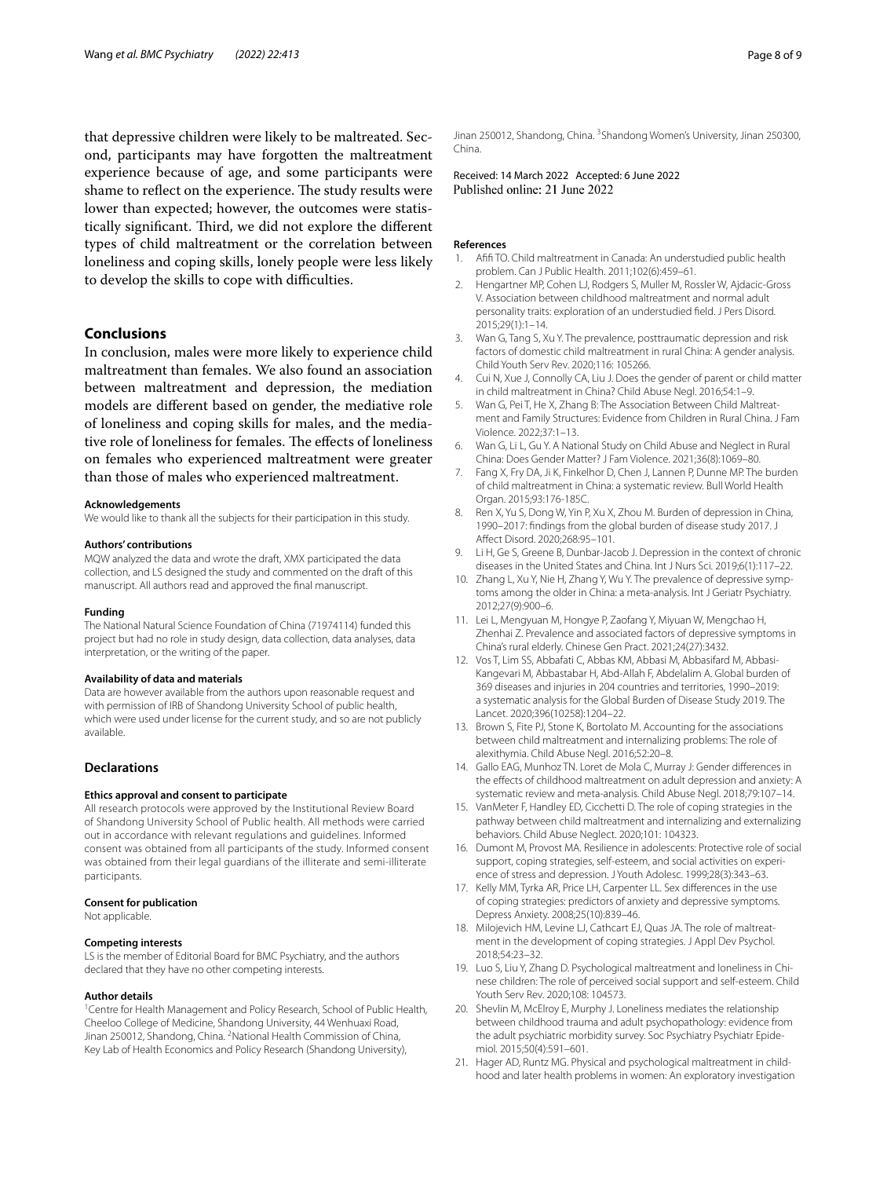that depressive children were likely to be maltreated. Second, participants may have forgotten the maltreatment experience because of age, and some participants were shame to reflect on the experience. The study results were lower than expected; however, the outcomes were statistically significant. Third, we did not explore the different types of child maltreatment or the correlation between loneliness and coping skills, lonely people were less likely to develop the skills to cope with difficulties.

## Conclusions

In conclusion, males were more likely to experience child maltreatment than females. We also found an association between maltreatment and depression, the mediation models are different based on gender, the mediative role of loneliness and coping skills for males, and the mediative role of loneliness for females. The effects of loneliness on females who experienced maltreatment were greater than those of males who experienced maltreatment.

#### Acknowledgements

We would like to thank all the subjects for their participation in this study.

#### Authors' contributions

MQW analyzed the data and wrote the draft, XMX participated the data collection, and LS designed the study and commented on the draft of this manuscript. All authors read and approved the final manuscript.

#### Funding

The National Natural Science Foundation of China (71974114) funded this project but had no role in study design, data collection, data analyses, data interpretation, or the writing of the paper.

#### Availability of data and materials

Data are however available from the authors upon reasonable request and with permission of IRB of Shandong University School of public health, which were used under license for the current study, and so are not publicly available.

### Declarations

#### Ethics approval and consent to participate

All research protocols were approved by the Institutional Review Board of Shandong University School of Public health. All methods were carried out in accordance with relevant regulations and guidelines. Informed consent was obtained from all participants of the study. Informed consent was obtained from their legal guardians of the illiterate and semi-illiterate participants.

#### Consent for publication

Not applicable.

#### Competing interests

LS is the member of Editorial Board for BMC Psychiatry, and the authors declared that they have no other competing interests.

#### Author details

[1]Centre for Health Management and Policy Research, School of Public Health, Cheeloo College of Medicine, Shandong University, 44 Wenhuaxi Road, Jinan 250012, Shandong, China. [2]National Health Commission of China, Key Lab of Health Economics and Policy Research (Shandong University), Jinan 250012, Shandong, China. [3]Shandong Women's University, Jinan 250300, China.

Received: 14 March 2022 Accepted: 6 June 2022
Published online: 21 June 2022

#### References

1. Afifi TO. Child maltreatment in Canada: An understudied public health problem. Can J Public Health. 2011;102(6):459–61.
2. Hengartner MP, Cohen LJ, Rodgers S, Muller M, Rossler W, Ajdacic-Gross V. Association between childhood maltreatment and normal adult personality traits: exploration of an understudied field. J Pers Disord. 2015;29(1):1–14.
3. Wan G, Tang S, Xu Y. The prevalence, posttraumatic depression and risk factors of domestic child maltreatment in rural China: A gender analysis. Child Youth Serv Rev. 2020;116: 105266.
4. Cui N, Xue J, Connolly CA, Liu J. Does the gender of parent or child matter in child maltreatment in China? Child Abuse Negl. 2016;54:1–9.
5. Wan G, Pei T, He X, Zhang B: The Association Between Child Maltreatment and Family Structures: Evidence from Children in Rural China. J Fam Violence. 2022;37:1–13.
6. Wan G, Li L, Gu Y. A National Study on Child Abuse and Neglect in Rural China: Does Gender Matter? J Fam Violence. 2021;36(8):1069–80.
7. Fang X, Fry DA, Ji K, Finkelhor D, Chen J, Lannen P, Dunne MP. The burden of child maltreatment in China: a systematic review. Bull World Health Organ. 2015;93:176-185C.
8. Ren X, Yu S, Dong W, Yin P, Xu X, Zhou M. Burden of depression in China, 1990–2017: findings from the global burden of disease study 2017. J Affect Disord. 2020;268:95–101.
9. Li H, Ge S, Greene B, Dunbar-Jacob J. Depression in the context of chronic diseases in the United States and China. Int J Nurs Sci. 2019;6(1):117–22.
10. Zhang L, Xu Y, Nie H, Zhang Y, Wu Y. The prevalence of depressive symptoms among the older in China: a meta-analysis. Int J Geriatr Psychiatry. 2012;27(9):900–6.
11. Lei L, Mengyuan M, Hongye P, Zaofang Y, Miyuan W, Mengchao H, Zhenhai Z. Prevalence and associated factors of depressive symptoms in China's rural elderly. Chinese Gen Pract. 2021;24(27):3432.
12. Vos T, Lim SS, Abbafati C, Abbas KM, Abbasi M, Abbasifard M, Abbasi-Kangevari M, Abbastabar H, Abd-Allah F, Abdelalim A. Global burden of 369 diseases and injuries in 204 countries and territories, 1990–2019: a systematic analysis for the Global Burden of Disease Study 2019. The Lancet. 2020;396(10258):1204–22.
13. Brown S, Fite PJ, Stone K, Bortolato M. Accounting for the associations between child maltreatment and internalizing problems: The role of alexithymia. Child Abuse Negl. 2016;52:20–8.
14. Gallo EAG, Munhoz TN. Loret de Mola C, Murray J: Gender differences in the effects of childhood maltreatment on adult depression and anxiety: A systematic review and meta-analysis. Child Abuse Negl. 2018;79:107–14.
15. VanMeter F, Handley ED, Cicchetti D. The role of coping strategies in the pathway between child maltreatment and internalizing and externalizing behaviors. Child Abuse Neglect. 2020;101: 104323.
16. Dumont M, Provost MA. Resilience in adolescents: Protective role of social support, coping strategies, self-esteem, and social activities on experience of stress and depression. J Youth Adolesc. 1999;28(3):343–63.
17. Kelly MM, Tyrka AR, Price LH, Carpenter LL. Sex differences in the use of coping strategies: predictors of anxiety and depressive symptoms. Depress Anxiety. 2008;25(10):839–46.
18. Milojevich HM, Levine LJ, Cathcart EJ, Quas JA. The role of maltreatment in the development of coping strategies. J Appl Dev Psychol. 2018;54:23–32.
19. Luo S, Liu Y, Zhang D. Psychological maltreatment and loneliness in Chinese children: The role of perceived social support and self-esteem. Child Youth Serv Rev. 2020;108: 104573.
20. Shevlin M, McElroy E, Murphy J. Loneliness mediates the relationship between childhood trauma and adult psychopathology: evidence from the adult psychiatric morbidity survey. Soc Psychiatry Psychiatr Epidemiol. 2015;50(4):591–601.
21. Hager AD, Runtz MG. Physical and psychological maltreatment in childhood and later health problems in women: An exploratory investigation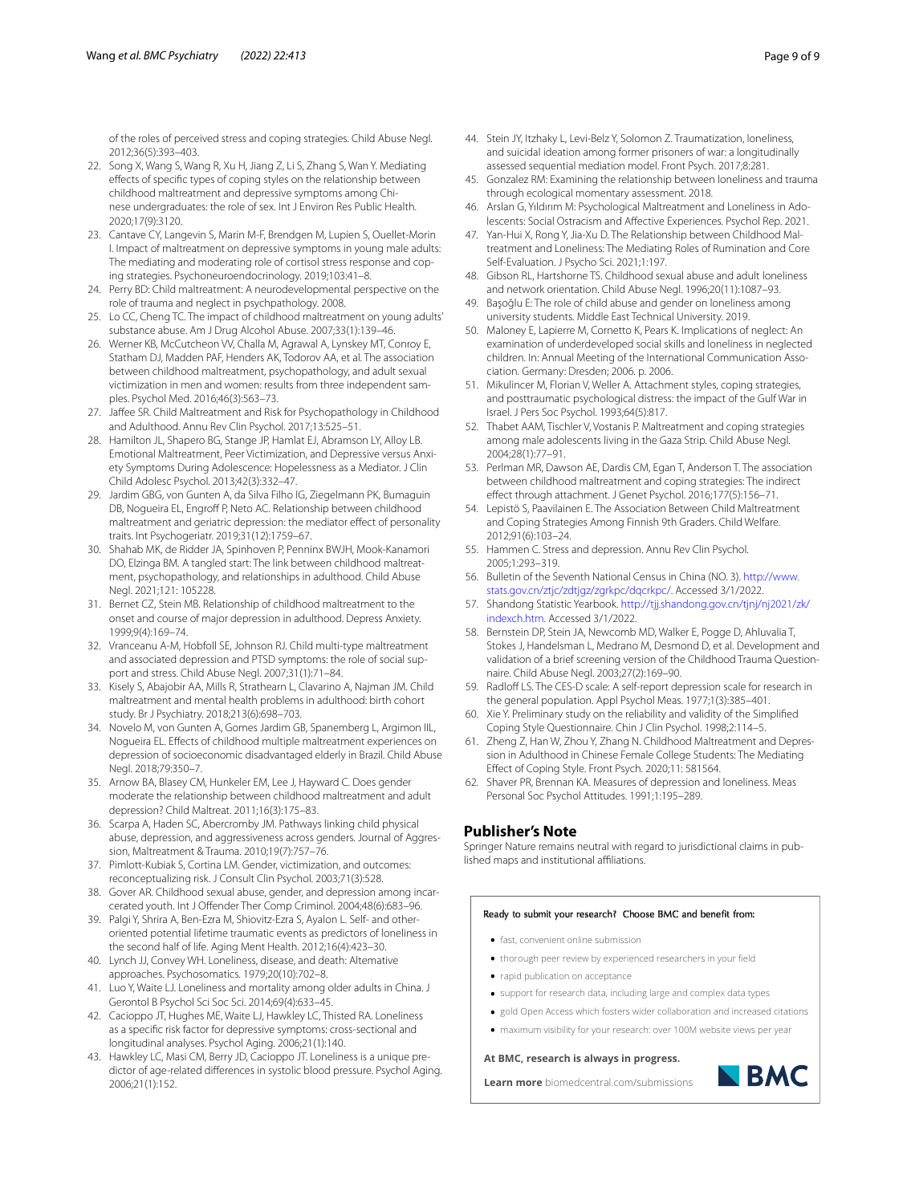of the roles of perceived stress and coping strategies. Child Abuse Negl. 2012;36(5):393–403.

22. Song X, Wang S, Wang R, Xu H, Jiang Z, Li S, Zhang S, Wan Y. Mediating effects of specific types of coping styles on the relationship between childhood maltreatment and depressive symptoms among Chinese undergraduates: the role of sex. Int J Environ Res Public Health. 2020;17(9):3120.
23. Cantave CY, Langevin S, Marin M-F, Brendgen M, Lupien S, Ouellet-Morin I. Impact of maltreatment on depressive symptoms in young male adults: The mediating and moderating role of cortisol stress response and coping strategies. Psychoneuroendocrinology. 2019;103:41–8.
24. Perry BD: Child maltreatment: A neurodevelopmental perspective on the role of trauma and neglect in psychpathology. 2008.
25. Lo CC, Cheng TC. The impact of childhood maltreatment on young adults' substance abuse. Am J Drug Alcohol Abuse. 2007;33(1):139–46.
26. Werner KB, McCutcheon VV, Challa M, Agrawal A, Lynskey MT, Conroy E, Statham DJ, Madden PAF, Henders AK, Todorov AA, et al. The association between childhood maltreatment, psychopathology, and adult sexual victimization in men and women: results from three independent samples. Psychol Med. 2016;46(3):563–73.
27. Jaffee SR. Child Maltreatment and Risk for Psychopathology in Childhood and Adulthood. Annu Rev Clin Psychol. 2017;13:525–51.
28. Hamilton JL, Shapero BG, Stange JP, Hamlat EJ, Abramson LY, Alloy LB. Emotional Maltreatment, Peer Victimization, and Depressive versus Anxiety Symptoms During Adolescence: Hopelessness as a Mediator. J Clin Child Adolesc Psychol. 2013;42(3):332–47.
29. Jardim GBG, von Gunten A, da Silva Filho IG, Ziegelmann PK, Bumaguin DB, Nogueira EL, Engroff P, Neto AC. Relationship between childhood maltreatment and geriatric depression: the mediator effect of personality traits. Int Psychogeriatr. 2019;31(12):1759–67.
30. Shahab MK, de Ridder JA, Spinhoven P, Penninx BWJH, Mook-Kanamori DO, Elzinga BM. A tangled start: The link between childhood maltreatment, psychopathology, and relationships in adulthood. Child Abuse Negl. 2021;121: 105228.
31. Bernet CZ, Stein MB. Relationship of childhood maltreatment to the onset and course of major depression in adulthood. Depress Anxiety. 1999;9(4):169–74.
32. Vranceanu A-M, Hobfoll SE, Johnson RJ. Child multi-type maltreatment and associated depression and PTSD symptoms: the role of social support and stress. Child Abuse Negl. 2007;31(1):71–84.
33. Kisely S, Abajobir AA, Mills R, Strathearn L, Clavarino A, Najman JM. Child maltreatment and mental health problems in adulthood: birth cohort study. Br J Psychiatry. 2018;213(6):698–703.
34. Novelo M, von Gunten A, Gomes Jardim GB, Spanemberg L, Argimon IIL, Nogueira EL. Effects of childhood multiple maltreatment experiences on depression of socioeconomic disadvantaged elderly in Brazil. Child Abuse Negl. 2018;79:350–7.
35. Arnow BA, Blasey CM, Hunkeler EM, Lee J, Hayward C. Does gender moderate the relationship between childhood maltreatment and adult depression? Child Maltreat. 2011;16(3):175–83.
36. Scarpa A, Haden SC, Abercromby JM. Pathways linking child physical abuse, depression, and aggressiveness across genders. Journal of Aggression, Maltreatment & Trauma. 2010;19(7):757–76.
37. Pimlott-Kubiak S, Cortina LM. Gender, victimization, and outcomes: reconceptualizing risk. J Consult Clin Psychol. 2003;71(3):528.
38. Gover AR. Childhood sexual abuse, gender, and depression among incarcerated youth. Int J Offender Ther Comp Criminol. 2004;48(6):683–96.
39. Palgi Y, Shrira A, Ben-Ezra M, Shiovitz-Ezra S, Ayalon L. Self- and other-oriented potential lifetime traumatic events as predictors of loneliness in the second half of life. Aging Ment Health. 2012;16(4):423–30.
40. Lynch JJ, Convey WH. Loneliness, disease, and death: Alternative approaches. Psychosomatics. 1979;20(10):702–8.
41. Luo Y, Waite LJ. Loneliness and mortality among older adults in China. J Gerontol B Psychol Sci Soc Sci. 2014;69(4):633–45.
42. Cacioppo JT, Hughes ME, Waite LJ, Hawkley LC, Thisted RA. Loneliness as a specific risk factor for depressive symptoms: cross-sectional and longitudinal analyses. Psychol Aging. 2006;21(1):140.
43. Hawkley LC, Masi CM, Berry JD, Cacioppo JT. Loneliness is a unique predictor of age-related differences in systolic blood pressure. Psychol Aging. 2006;21(1):152.
44. Stein JY, Itzhaky L, Levi-Belz Y, Solomon Z. Traumatization, loneliness, and suicidal ideation among former prisoners of war: a longitudinally assessed sequential mediation model. Front Psych. 2017;8:281.
45. Gonzalez RM: Examining the relationship between loneliness and trauma through ecological momentary assessment. 2018.
46. Arslan G, Yıldırım M: Psychological Maltreatment and Loneliness in Adolescents: Social Ostracism and Affective Experiences. Psychol Rep. 2021.
47. Yan-Hui X, Rong Y, Jia-Xu D. The Relationship between Childhood Maltreatment and Loneliness: The Mediating Roles of Rumination and Core Self-Evaluation. J Psycho Sci. 2021;1:197.
48. Gibson RL, Hartshorne TS. Childhood sexual abuse and adult loneliness and network orientation. Child Abuse Negl. 1996;20(11):1087–93.
49. Başoğlu E: The role of child abuse and gender on loneliness among university students. Middle East Technical University. 2019.
50. Maloney E, Lapierre M, Cornetto K, Pears K. Implications of neglect: An examination of underdeveloped social skills and loneliness in neglected children. In: Annual Meeting of the International Communication Association. Germany: Dresden; 2006. p. 2006.
51. Mikulincer M, Florian V, Weller A. Attachment styles, coping strategies, and posttraumatic psychological distress: the impact of the Gulf War in Israel. J Pers Soc Psychol. 1993;64(5):817.
52. Thabet AAM, Tischler V, Vostanis P. Maltreatment and coping strategies among male adolescents living in the Gaza Strip. Child Abuse Negl. 2004;28(1):77–91.
53. Perlman MR, Dawson AE, Dardis CM, Egan T, Anderson T. The association between childhood maltreatment and coping strategies: The indirect effect through attachment. J Genet Psychol. 2016;177(5):156–71.
54. Lepistö S, Paavilainen E. The Association Between Child Maltreatment and Coping Strategies Among Finnish 9th Graders. Child Welfare. 2012;91(6):103–24.
55. Hammen C. Stress and depression. Annu Rev Clin Psychol. 2005;1:293–319.
56. Bulletin of the Seventh National Census in China (NO. 3). http://www.stats.gov.cn/ztjc/zdtjgz/zgrkpc/dqcrkpc/. Accessed 3/1/2022.
57. Shandong Statistic Yearbook. http://tjj.shandong.gov.cn/tjnj/nj2021/zk/indexch.htm. Accessed 3/1/2022.
58. Bernstein DP, Stein JA, Newcomb MD, Walker E, Pogge D, Ahluvalia T, Stokes J, Handelsman L, Medrano M, Desmond D, et al. Development and validation of a brief screening version of the Childhood Trauma Questionnaire. Child Abuse Negl. 2003;27(2):169–90.
59. Radloff LS. The CES-D scale: A self-report depression scale for research in the general population. Appl Psychol Meas. 1977;1(3):385–401.
60. Xie Y. Preliminary study on the reliability and validity of the Simplified Coping Style Questionnaire. Chin J Clin Psychol. 1998;2:114–5.
61. Zheng Z, Han W, Zhou Y, Zhang N. Childhood Maltreatment and Depression in Adulthood in Chinese Female College Students: The Mediating Effect of Coping Style. Front Psych. 2020;11: 581564.
62. Shaver PR, Brennan KA. Measures of depression and loneliness. Meas Personal Soc Psychol Attitudes. 1991;1:195–289.

## Publisher's Note

Springer Nature remains neutral with regard to jurisdictional claims in published maps and institutional affiliations.

Ready to submit your research? Choose BMC and benefit from:

- fast, convenient online submission
- thorough peer review by experienced researchers in your field
- rapid publication on acceptance
- support for research data, including large and complex data types
- gold Open Access which fosters wider collaboration and increased citations
- maximum visibility for your research: over 100M website views per year

**At BMC, research is always in progress.**

**Learn more** biomedcentral.com/submissions